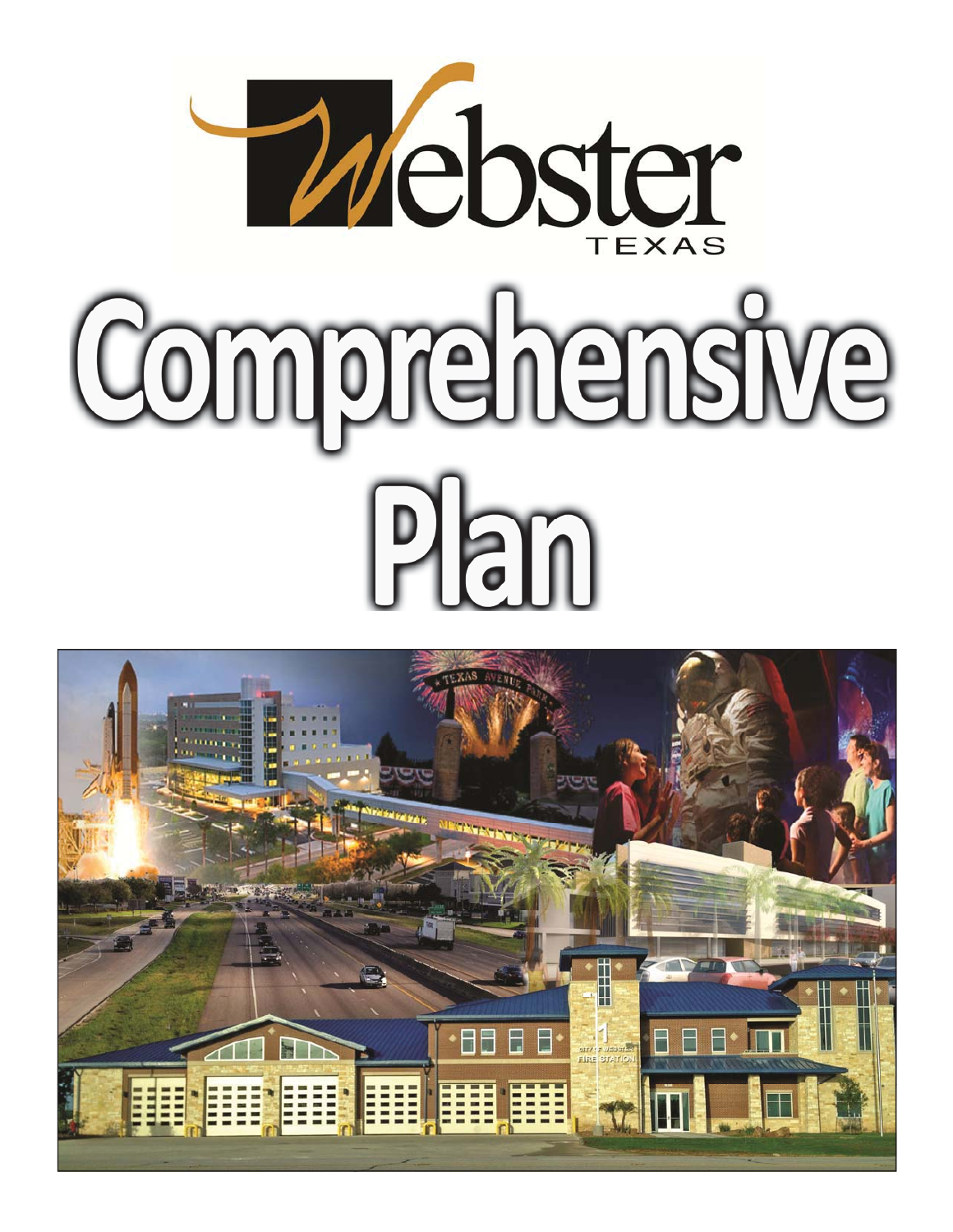Webster

TEXAS

# Comprehensive Plan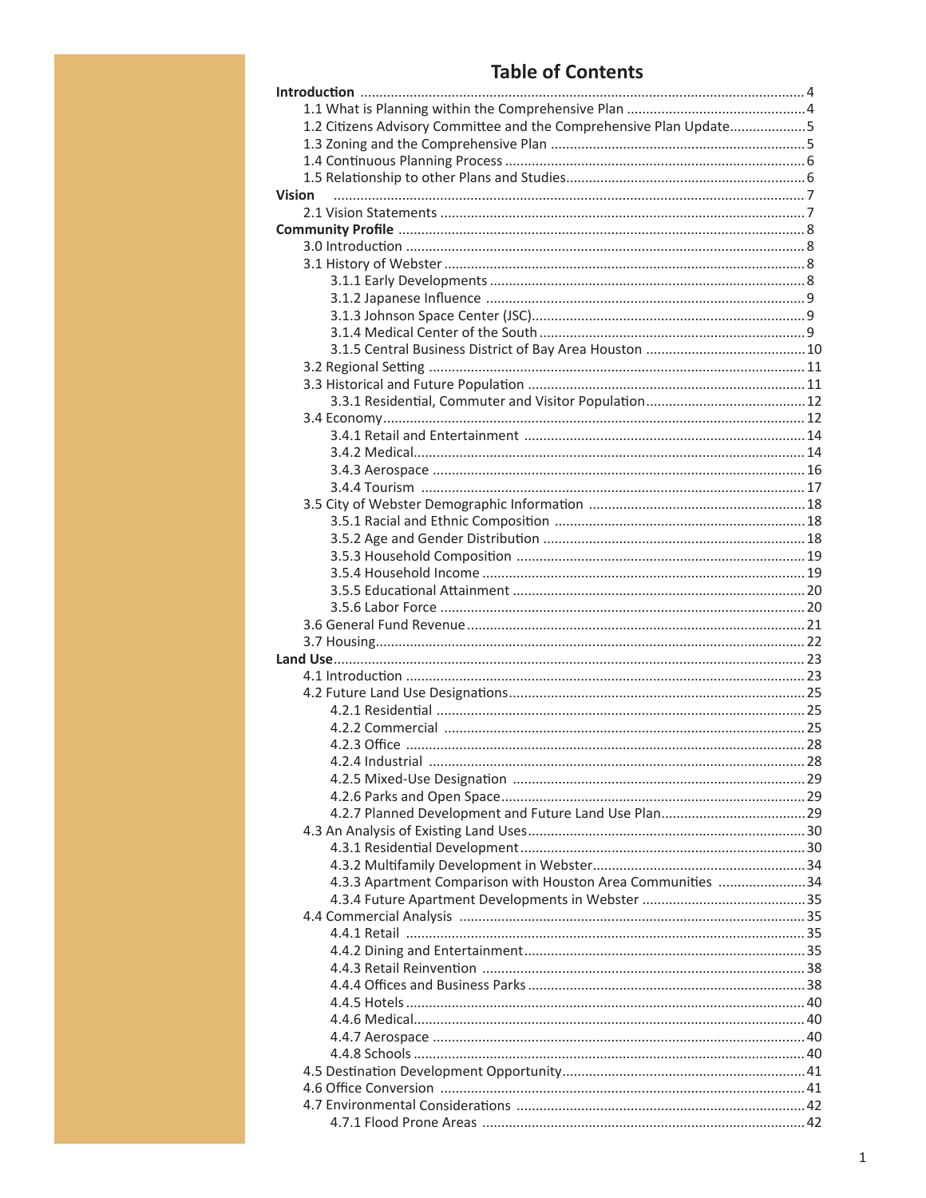# Table of Contents

**Introduction** .......... 4
- 1.1 What is Planning within the Comprehensive Plan .......... 4
- 1.2 Citizens Advisory Committee and the Comprehensive Plan Update .......... 5
- 1.3 Zoning and the Comprehensive Plan .......... 5
- 1.4 Continuous Planning Process .......... 6
- 1.5 Relationship to other Plans and Studies .......... 6

**Vision** .......... 7
- 2.1 Vision Statements .......... 7

**Community Profile** .......... 8
- 3.0 Introduction .......... 8
- 3.1 History of Webster .......... 8
  - 3.1.1 Early Developments .......... 8
  - 3.1.2 Japanese Influence .......... 9
  - 3.1.3 Johnson Space Center (JSC) .......... 9
  - 3.1.4 Medical Center of the South .......... 9
  - 3.1.5 Central Business District of Bay Area Houston .......... 10
- 3.2 Regional Setting .......... 11
- 3.3 Historical and Future Population .......... 11
  - 3.3.1 Residential, Commuter and Visitor Population .......... 12
- 3.4 Economy .......... 12
  - 3.4.1 Retail and Entertainment .......... 14
  - 3.4.2 Medical .......... 14
  - 3.4.3 Aerospace .......... 16
  - 3.4.4 Tourism .......... 17
- 3.5 City of Webster Demographic Information .......... 18
  - 3.5.1 Racial and Ethnic Composition .......... 18
  - 3.5.2 Age and Gender Distribution .......... 18
  - 3.5.3 Household Composition .......... 19
  - 3.5.4 Household Income .......... 19
  - 3.5.5 Educational Attainment .......... 20
  - 3.5.6 Labor Force .......... 20
- 3.6 General Fund Revenue .......... 21
- 3.7 Housing .......... 22

**Land Use** .......... 23
- 4.1 Introduction .......... 23
- 4.2 Future Land Use Designations .......... 25
  - 4.2.1 Residential .......... 25
  - 4.2.2 Commercial .......... 25
  - 4.2.3 Office .......... 28
  - 4.2.4 Industrial .......... 28
  - 4.2.5 Mixed-Use Designation .......... 29
  - 4.2.6 Parks and Open Space .......... 29
  - 4.2.7 Planned Development and Future Land Use Plan .......... 29
- 4.3 An Analysis of Existing Land Uses .......... 30
  - 4.3.1 Residential Development .......... 30
  - 4.3.2 Multifamily Development in Webster .......... 34
  - 4.3.3 Apartment Comparison with Houston Area Communities .......... 34
  - 4.3.4 Future Apartment Developments in Webster .......... 35
- 4.4 Commercial Analysis .......... 35
  - 4.4.1 Retail .......... 35
  - 4.4.2 Dining and Entertainment .......... 35
  - 4.4.3 Retail Reinvention .......... 38
  - 4.4.4 Offices and Business Parks .......... 38
  - 4.4.5 Hotels .......... 40
  - 4.4.6 Medical .......... 40
  - 4.4.7 Aerospace .......... 40
  - 4.4.8 Schools .......... 40
- 4.5 Destination Development Opportunity .......... 41
- 4.6 Office Conversion .......... 41
- 4.7 Environmental Considerations .......... 42
  - 4.7.1 Flood Prone Areas .......... 42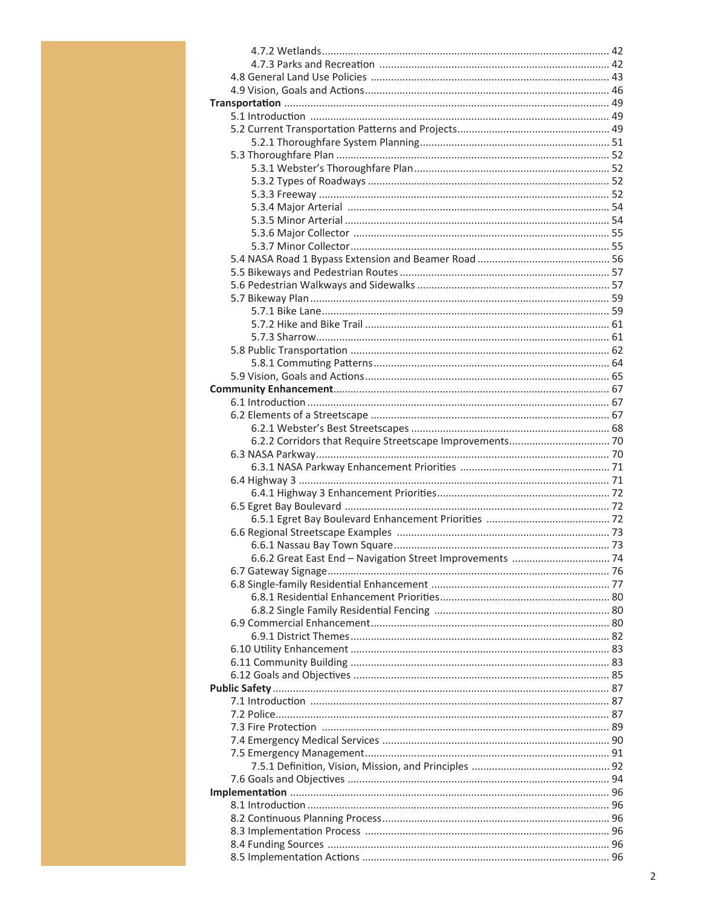4.7.2 Wetlands ................................................................................................. 42
4.7.3 Parks and Recreation ............................................................................. 42
4.8 General Land Use Policies ........................................................................... 43
4.9 Vision, Goals and Actions ............................................................................. 46
**Transportation** ................................................................................................. 49
5.1 Introduction ................................................................................................. 49
5.2 Current Transportation Patterns and Projects ............................................... 49
5.2.1 Thoroughfare System Planning .............................................................. 51
5.3 Thoroughfare Plan ........................................................................................ 52
5.3.1 Webster's Thoroughfare Plan ................................................................. 52
5.3.2 Types of Roadways ................................................................................ 52
5.3.3 Freeway ................................................................................................. 52
5.3.4 Major Arterial ......................................................................................... 54
5.3.5 Minor Arterial ......................................................................................... 54
5.3.6 Major Collector ...................................................................................... 55
5.3.7 Minor Collector ...................................................................................... 55
5.4 NASA Road 1 Bypass Extension and Beamer Road ......................................... 56
5.5 Bikeways and Pedestrian Routes .................................................................... 57
5.6 Pedestrian Walkways and Sidewalks .............................................................. 57
5.7 Bikeway Plan ................................................................................................. 59
5.7.1 Bike Lane ................................................................................................ 59
5.7.2 Hike and Bike Trail ................................................................................. 61
5.7.3 Sharrow .................................................................................................. 61
5.8 Public Transportation .................................................................................... 62
5.8.1 Commuting Patterns ............................................................................... 64
5.9 Vision, Goals and Actions ............................................................................... 65
**Community Enhancement** .................................................................................. 67
6.1 Introduction ................................................................................................... 67
6.2 Elements of a Streetscape .............................................................................. 67
6.2.1 Webster's Best Streetscapes .................................................................... 68
6.2.2 Corridors that Require Streetscape Improvements ................................... 70
6.3 NASA Parkway ............................................................................................... 70
6.3.1 NASA Parkway Enhancement Priorities ................................................... 71
6.4 Highway 3 ..................................................................................................... 71
6.4.1 Highway 3 Enhancement Priorities .......................................................... 72
6.5 Egret Bay Boulevard ...................................................................................... 72
6.5.1 Egret Bay Boulevard Enhancement Priorities .......................................... 72
6.6 Regional Streetscape Examples ..................................................................... 73
6.6.1 Nassau Bay Town Square ........................................................................ 73
6.6.2 Great East End – Navigation Street Improvements ................................. 74
6.7 Gateway Signage ........................................................................................... 76
6.8 Single-family Residential Enhancement .......................................................... 77
6.8.1 Residential Enhancement Priorities ......................................................... 80
6.8.2 Single Family Residential Fencing ........................................................... 80
6.9 Commercial Enhancement .............................................................................. 80
6.9.1 District Themes ........................................................................................ 82
6.10 Utility Enhancement ..................................................................................... 83
6.11 Community Building ..................................................................................... 83
6.12 Goals and Objectives ................................................................................... 85
**Public Safety** ..................................................................................................... 87
7.1 Introduction ................................................................................................... 87
7.2 Police ............................................................................................................. 87
7.3 Fire Protection ............................................................................................... 89
7.4 Emergency Medical Services .......................................................................... 90
7.5 Emergency Management ................................................................................ 91
7.5.1 Definition, Vision, Mission, and Principles ............................................... 92
7.6 Goals and Objectives ..................................................................................... 94
**Implementation** ................................................................................................. 96
8.1 Introduction ................................................................................................... 96
8.2 Continuous Planning Process .......................................................................... 96
8.3 Implementation Process ................................................................................. 96
8.4 Funding Sources ............................................................................................. 96
8.5 Implementation Actions ................................................................................. 96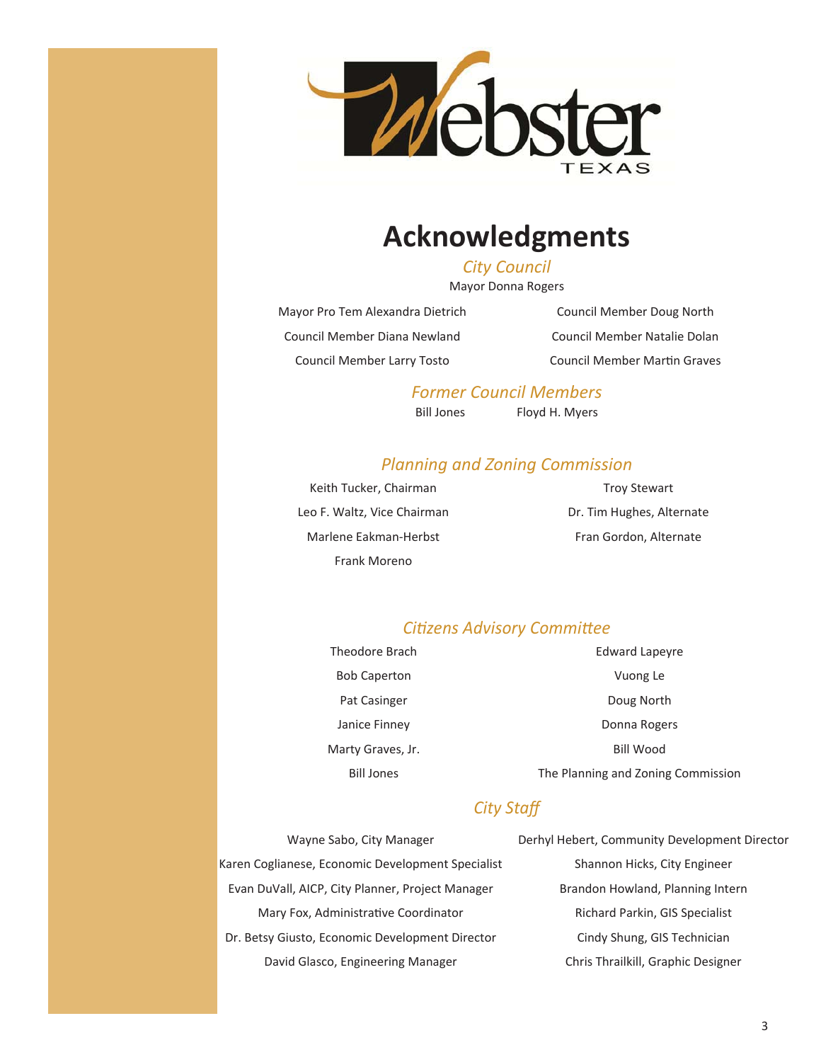Webster
TEXAS

# Acknowledgments

## *City Council*

Mayor Donna Rogers

Mayor Pro Tem Alexandra Dietrich

Council Member Diana Newland

Council Member Larry Tosto

Council Member Doug North

Council Member Natalie Dolan

Council Member Martin Graves

## *Former Council Members*

Bill Jones

Floyd H. Myers

## *Planning and Zoning Commission*

Keith Tucker, Chairman

Leo F. Waltz, Vice Chairman

Marlene Eakman-Herbst

Frank Moreno

Troy Stewart

Dr. Tim Hughes, Alternate

Fran Gordon, Alternate

## *Citizens Advisory Committee*

Theodore Brach

Bob Caperton

Pat Casinger

Janice Finney

Marty Graves, Jr.

Bill Jones

Edward Lapeyre

Vuong Le

Doug North

Donna Rogers

Bill Wood

The Planning and Zoning Commission

## *City Staff*

Wayne Sabo, City Manager

Karen Coglianese, Economic Development Specialist

Evan DuVall, AICP, City Planner, Project Manager

Mary Fox, Administrative Coordinator

Dr. Betsy Giusto, Economic Development Director

David Glasco, Engineering Manager

Derhyl Hebert, Community Development Director

Shannon Hicks, City Engineer

Brandon Howland, Planning Intern

Richard Parkin, GIS Specialist

Cindy Shung, GIS Technician

Chris Thrailkill, Graphic Designer